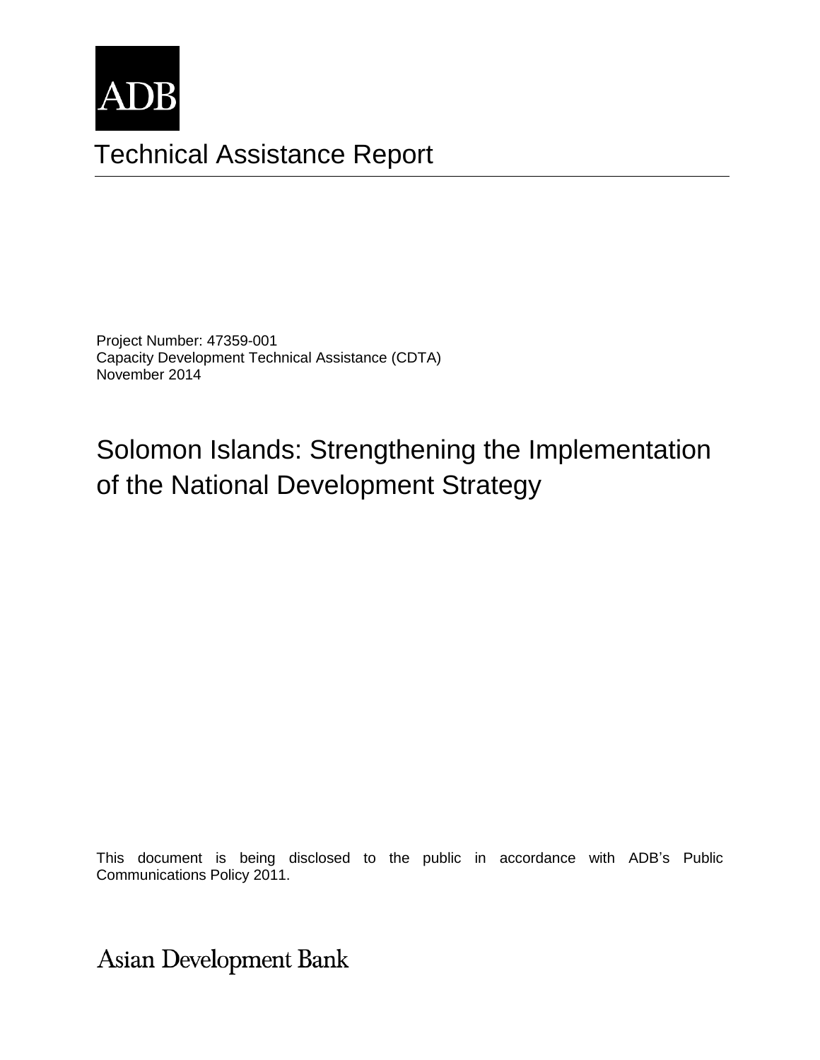ADB

# Technical Assistance Report

Project Number: 47359-001
Capacity Development Technical Assistance (CDTA)
November 2014

## Solomon Islands: Strengthening the Implementation of the National Development Strategy

This document is being disclosed to the public in accordance with ADB's Public Communications Policy 2011.

Asian Development Bank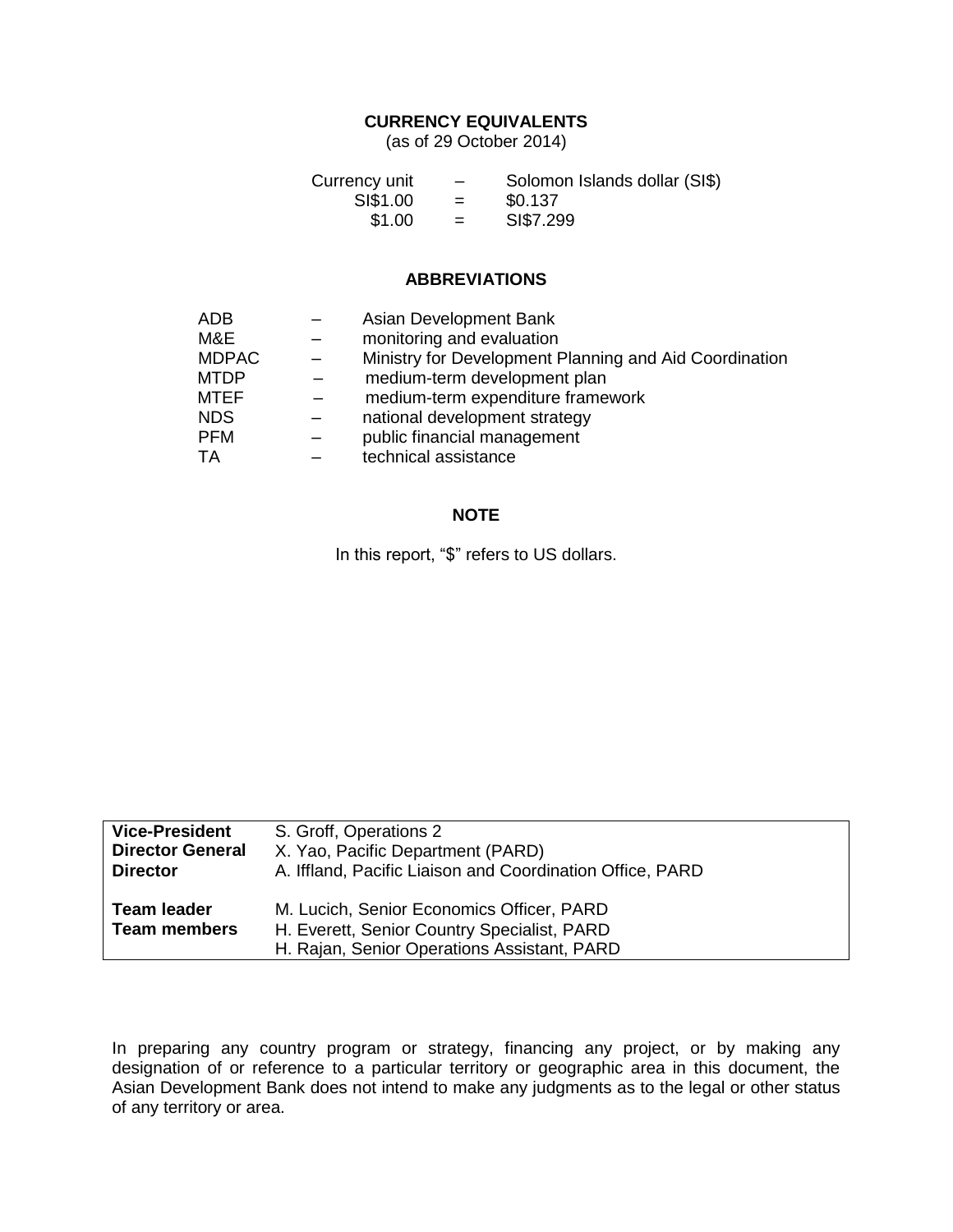## CURRENCY EQUIVALENTS

(as of 29 October 2014)

| | | |
|---|---|---|
| Currency unit | – | Solomon Islands dollar (SI$) |
| SI$1.00 | = | $0.137 |
| $1.00 | = | SI$7.299 |

## ABBREVIATIONS

| | | |
|---|---|---|
| ADB | – | Asian Development Bank |
| M&E | – | monitoring and evaluation |
| MDPAC | – | Ministry for Development Planning and Aid Coordination |
| MTDP | – | medium-term development plan |
| MTEF | – | medium-term expenditure framework |
| NDS | – | national development strategy |
| PFM | – | public financial management |
| TA | – | technical assistance |

## NOTE

In this report, "$" refers to US dollars.

| | |
|---|---|
| **Vice-President** | S. Groff, Operations 2 |
| **Director General** | X. Yao, Pacific Department (PARD) |
| **Director** | A. Iffland, Pacific Liaison and Coordination Office, PARD |
| **Team leader** | M. Lucich, Senior Economics Officer, PARD |
| **Team members** | H. Everett, Senior Country Specialist, PARD |
| | H. Rajan, Senior Operations Assistant, PARD |

In preparing any country program or strategy, financing any project, or by making any designation of or reference to a particular territory or geographic area in this document, the Asian Development Bank does not intend to make any judgments as to the legal or other status of any territory or area.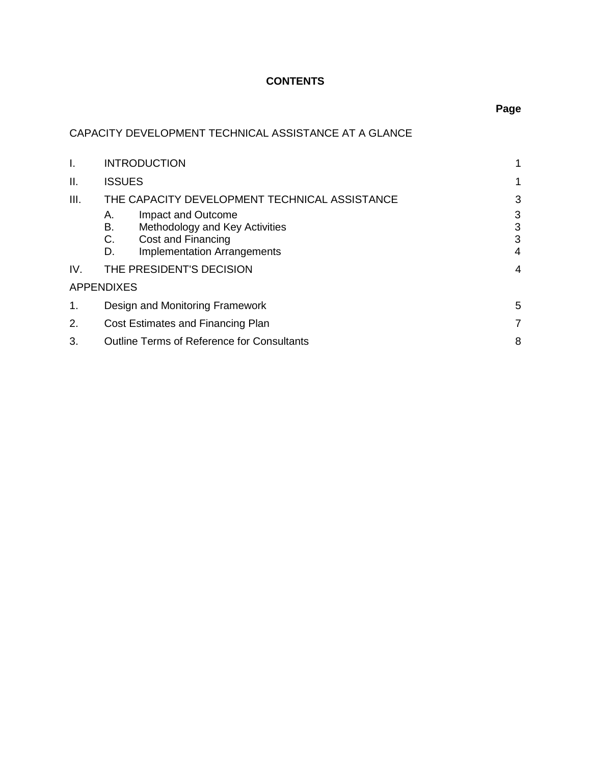# CONTENTS

| | | Page |
|---|---|---|
| CAPACITY DEVELOPMENT TECHNICAL ASSISTANCE AT A GLANCE | | |
| I. | INTRODUCTION | 1 |
| II. | ISSUES | 1 |
| III. | THE CAPACITY DEVELOPMENT TECHNICAL ASSISTANCE | 3 |
| | A. Impact and Outcome | 3 |
| | B. Methodology and Key Activities | 3 |
| | C. Cost and Financing | 3 |
| | D. Implementation Arrangements | 4 |
| IV. | THE PRESIDENT'S DECISION | 4 |
| APPENDIXES | | |
| 1. | Design and Monitoring Framework | 5 |
| 2. | Cost Estimates and Financing Plan | 7 |
| 3. | Outline Terms of Reference for Consultants | 8 |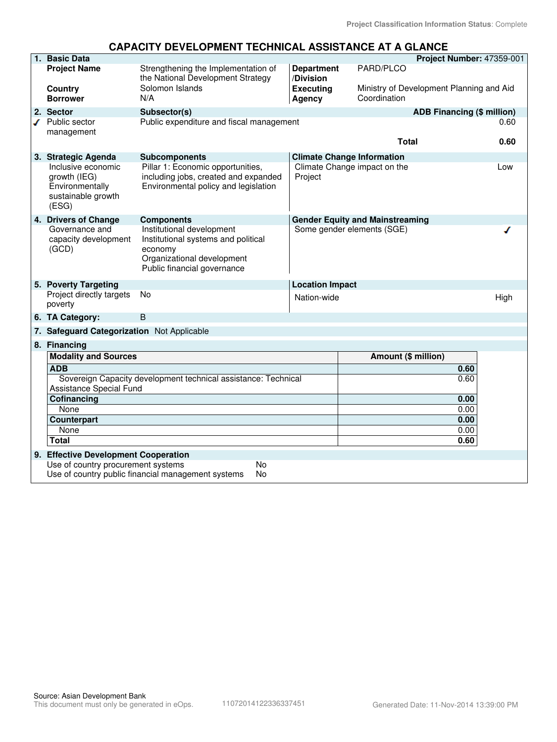Project Classification Information Status: Complete

# CAPACITY DEVELOPMENT TECHNICAL ASSISTANCE AT A GLANCE

| 1. Basic Data | | | Project Number: 47359-001 |
|---|---|---|---|
| Project Name | Strengthening the Implementation of the National Development Strategy | Department /Division | PARD/PLCO |
| Country | Solomon Islands | Executing Agency | Ministry of Development Planning and Aid Coordination |
| Borrower | N/A | | |

| 2. Sector | Subsector(s) | ADB Financing ($ million) |
|---|---|---|
| ✓ Public sector management | Public expenditure and fiscal management | 0.60 |
| | Total | 0.60 |

| 3. Strategic Agenda | Subcomponents | Climate Change Information | |
|---|---|---|---|
| Inclusive economic growth (IEG) | Pillar 1: Economic opportunities, including jobs, created and expanded | Climate Change impact on the Project | Low |
| Environmentally sustainable growth (ESG) | Environmental policy and legislation | | |

| 4. Drivers of Change | Components | Gender Equity and Mainstreaming | |
|---|---|---|---|
| Governance and capacity development (GCD) | Institutional development<br>Institutional systems and political economy<br>Organizational development<br>Public financial governance | Some gender elements (SGE) | ✓ |

| 5. Poverty Targeting | | Location Impact | |
|---|---|---|---|
| Project directly targets poverty | No | Nation-wide | High |

**6. TA Category:** B

**7. Safeguard Categorization** Not Applicable

**8. Financing**

| Modality and Sources | Amount ($ million) |
|---|---|
| **ADB** | **0.60** |
| Sovereign Capacity development technical assistance: Technical Assistance Special Fund | 0.60 |
| **Cofinancing** | **0.00** |
| None | 0.00 |
| **Counterpart** | **0.00** |
| None | 0.00 |
| **Total** | **0.60** |

**9. Effective Development Cooperation**

| | |
|---|---|
| Use of country procurement systems | No |
| Use of country public financial management systems | No |

Source: Asian Development Bank
This document must only be generated in eOps. 11072014122336337451 Generated Date: 11-Nov-2014 13:39:00 PM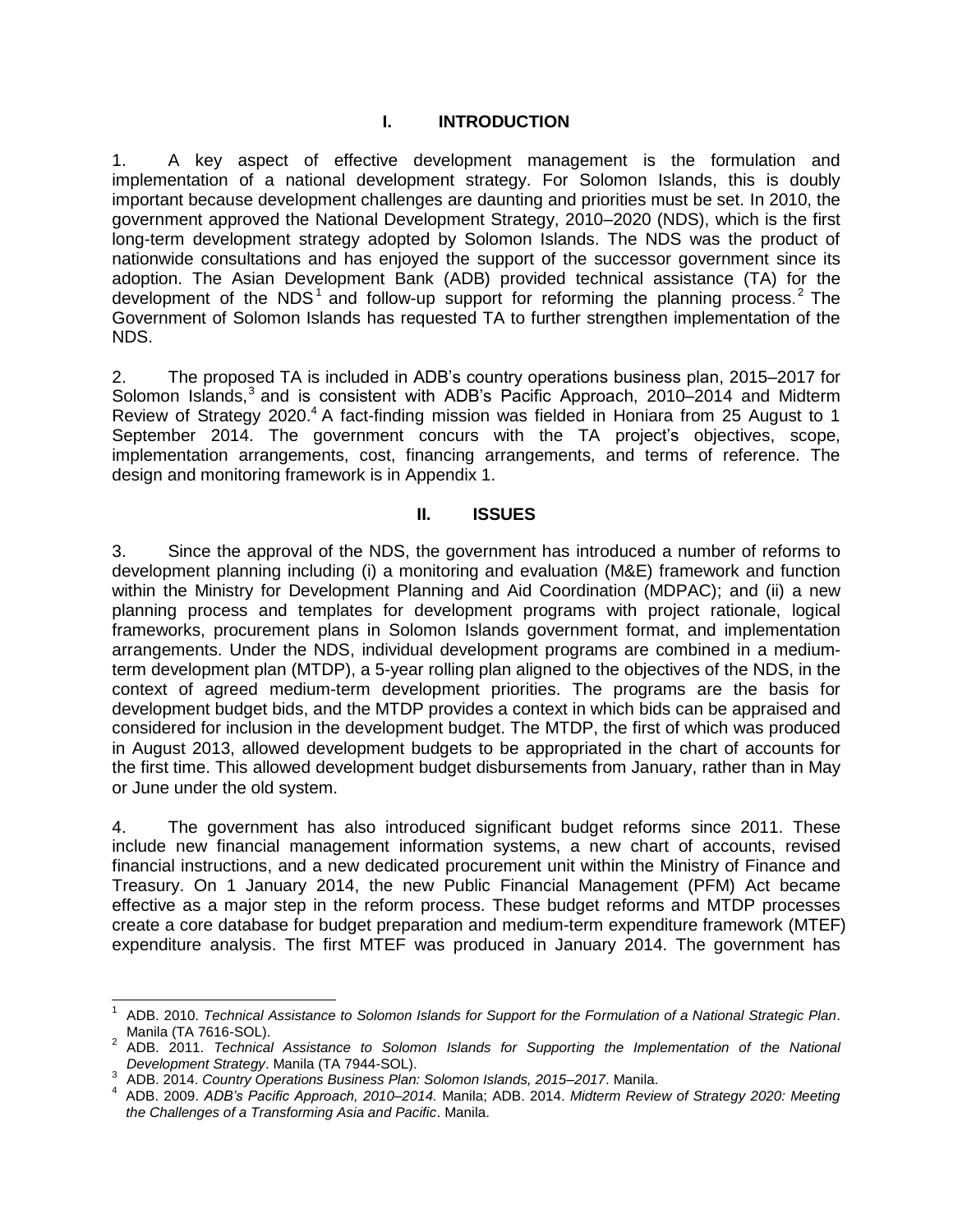# I. INTRODUCTION

1. A key aspect of effective development management is the formulation and implementation of a national development strategy. For Solomon Islands, this is doubly important because development challenges are daunting and priorities must be set. In 2010, the government approved the National Development Strategy, 2010–2020 (NDS), which is the first long-term development strategy adopted by Solomon Islands. The NDS was the product of nationwide consultations and has enjoyed the support of the successor government since its adoption. The Asian Development Bank (ADB) provided technical assistance (TA) for the development of the NDS[1] and follow-up support for reforming the planning process.[2] The Government of Solomon Islands has requested TA to further strengthen implementation of the NDS.

2. The proposed TA is included in ADB's country operations business plan, 2015–2017 for Solomon Islands,[3] and is consistent with ADB's Pacific Approach, 2010–2014 and Midterm Review of Strategy 2020.[4] A fact-finding mission was fielded in Honiara from 25 August to 1 September 2014. The government concurs with the TA project's objectives, scope, implementation arrangements, cost, financing arrangements, and terms of reference. The design and monitoring framework is in Appendix 1.

# II. ISSUES

3. Since the approval of the NDS, the government has introduced a number of reforms to development planning including (i) a monitoring and evaluation (M&E) framework and function within the Ministry for Development Planning and Aid Coordination (MDPAC); and (ii) a new planning process and templates for development programs with project rationale, logical frameworks, procurement plans in Solomon Islands government format, and implementation arrangements. Under the NDS, individual development programs are combined in a medium-term development plan (MTDP), a 5-year rolling plan aligned to the objectives of the NDS, in the context of agreed medium-term development priorities. The programs are the basis for development budget bids, and the MTDP provides a context in which bids can be appraised and considered for inclusion in the development budget. The MTDP, the first of which was produced in August 2013, allowed development budgets to be appropriated in the chart of accounts for the first time. This allowed development budget disbursements from January, rather than in May or June under the old system.

4. The government has also introduced significant budget reforms since 2011. These include new financial management information systems, a new chart of accounts, revised financial instructions, and a new dedicated procurement unit within the Ministry of Finance and Treasury. On 1 January 2014, the new Public Financial Management (PFM) Act became effective as a major step in the reform process. These budget reforms and MTDP processes create a core database for budget preparation and medium-term expenditure framework (MTEF) expenditure analysis. The first MTEF was produced in January 2014. The government has

---

[1] ADB. 2010. *Technical Assistance to Solomon Islands for Support for the Formulation of a National Strategic Plan*. Manila (TA 7616-SOL).

[2] ADB. 2011. *Technical Assistance to Solomon Islands for Supporting the Implementation of the National Development Strategy*. Manila (TA 7944-SOL).

[3] ADB. 2014. *Country Operations Business Plan: Solomon Islands, 2015–2017*. Manila.

[4] ADB. 2009. *ADB's Pacific Approach, 2010–2014.* Manila; ADB. 2014. *Midterm Review of Strategy 2020: Meeting the Challenges of a Transforming Asia and Pacific*. Manila.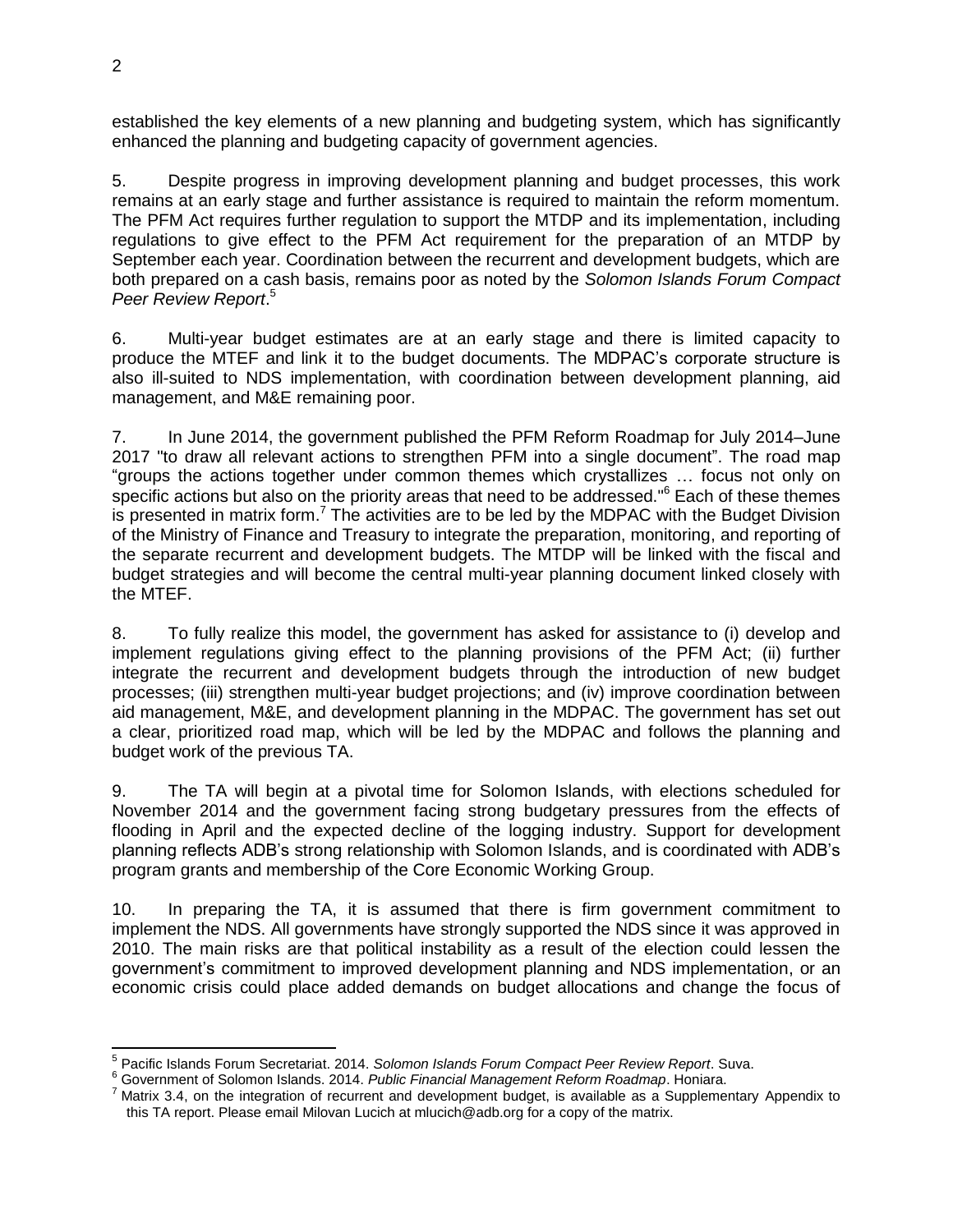established the key elements of a new planning and budgeting system, which has significantly enhanced the planning and budgeting capacity of government agencies.

5. Despite progress in improving development planning and budget processes, this work remains at an early stage and further assistance is required to maintain the reform momentum. The PFM Act requires further regulation to support the MTDP and its implementation, including regulations to give effect to the PFM Act requirement for the preparation of an MTDP by September each year. Coordination between the recurrent and development budgets, which are both prepared on a cash basis, remains poor as noted by the *Solomon Islands Forum Compact Peer Review Report*.[5]

6. Multi-year budget estimates are at an early stage and there is limited capacity to produce the MTEF and link it to the budget documents. The MDPAC's corporate structure is also ill-suited to NDS implementation, with coordination between development planning, aid management, and M&E remaining poor.

7. In June 2014, the government published the PFM Reform Roadmap for July 2014–June 2017 "to draw all relevant actions to strengthen PFM into a single document". The road map "groups the actions together under common themes which crystallizes … focus not only on specific actions but also on the priority areas that need to be addressed."[6] Each of these themes is presented in matrix form.[7] The activities are to be led by the MDPAC with the Budget Division of the Ministry of Finance and Treasury to integrate the preparation, monitoring, and reporting of the separate recurrent and development budgets. The MTDP will be linked with the fiscal and budget strategies and will become the central multi-year planning document linked closely with the MTEF.

8. To fully realize this model, the government has asked for assistance to (i) develop and implement regulations giving effect to the planning provisions of the PFM Act; (ii) further integrate the recurrent and development budgets through the introduction of new budget processes; (iii) strengthen multi-year budget projections; and (iv) improve coordination between aid management, M&E, and development planning in the MDPAC. The government has set out a clear, prioritized road map, which will be led by the MDPAC and follows the planning and budget work of the previous TA.

9. The TA will begin at a pivotal time for Solomon Islands, with elections scheduled for November 2014 and the government facing strong budgetary pressures from the effects of flooding in April and the expected decline of the logging industry. Support for development planning reflects ADB's strong relationship with Solomon Islands, and is coordinated with ADB's program grants and membership of the Core Economic Working Group.

10. In preparing the TA, it is assumed that there is firm government commitment to implement the NDS. All governments have strongly supported the NDS since it was approved in 2010. The main risks are that political instability as a result of the election could lessen the government's commitment to improved development planning and NDS implementation, or an economic crisis could place added demands on budget allocations and change the focus of

---

[5] Pacific Islands Forum Secretariat. 2014. *Solomon Islands Forum Compact Peer Review Report*. Suva.

[6] Government of Solomon Islands. 2014. *Public Financial Management Reform Roadmap*. Honiara.

[7] Matrix 3.4, on the integration of recurrent and development budget, is available as a Supplementary Appendix to this TA report. Please email Milovan Lucich at mlucich@adb.org for a copy of the matrix.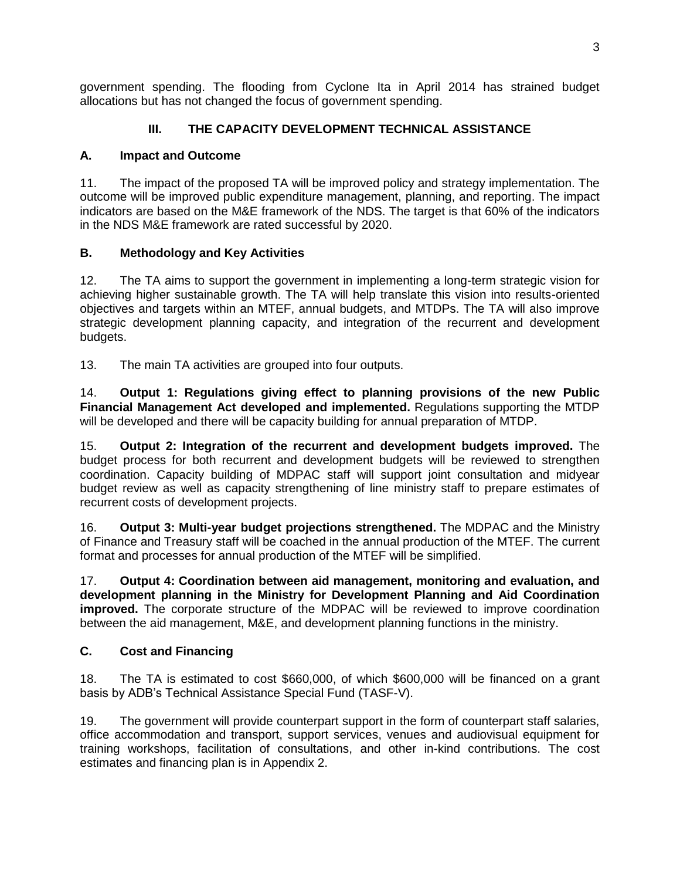government spending. The flooding from Cyclone Ita in April 2014 has strained budget allocations but has not changed the focus of government spending.

## III. THE CAPACITY DEVELOPMENT TECHNICAL ASSISTANCE

### A. Impact and Outcome

11. The impact of the proposed TA will be improved policy and strategy implementation. The outcome will be improved public expenditure management, planning, and reporting. The impact indicators are based on the M&E framework of the NDS. The target is that 60% of the indicators in the NDS M&E framework are rated successful by 2020.

### B. Methodology and Key Activities

12. The TA aims to support the government in implementing a long-term strategic vision for achieving higher sustainable growth. The TA will help translate this vision into results-oriented objectives and targets within an MTEF, annual budgets, and MTDPs. The TA will also improve strategic development planning capacity, and integration of the recurrent and development budgets.

13. The main TA activities are grouped into four outputs.

14. **Output 1: Regulations giving effect to planning provisions of the new Public Financial Management Act developed and implemented.** Regulations supporting the MTDP will be developed and there will be capacity building for annual preparation of MTDP.

15. **Output 2: Integration of the recurrent and development budgets improved.** The budget process for both recurrent and development budgets will be reviewed to strengthen coordination. Capacity building of MDPAC staff will support joint consultation and midyear budget review as well as capacity strengthening of line ministry staff to prepare estimates of recurrent costs of development projects.

16. **Output 3: Multi-year budget projections strengthened.** The MDPAC and the Ministry of Finance and Treasury staff will be coached in the annual production of the MTEF. The current format and processes for annual production of the MTEF will be simplified.

17. **Output 4: Coordination between aid management, monitoring and evaluation, and development planning in the Ministry for Development Planning and Aid Coordination improved.** The corporate structure of the MDPAC will be reviewed to improve coordination between the aid management, M&E, and development planning functions in the ministry.

### C. Cost and Financing

18. The TA is estimated to cost \$660,000, of which \$600,000 will be financed on a grant basis by ADB's Technical Assistance Special Fund (TASF-V).

19. The government will provide counterpart support in the form of counterpart staff salaries, office accommodation and transport, support services, venues and audiovisual equipment for training workshops, facilitation of consultations, and other in-kind contributions. The cost estimates and financing plan is in Appendix 2.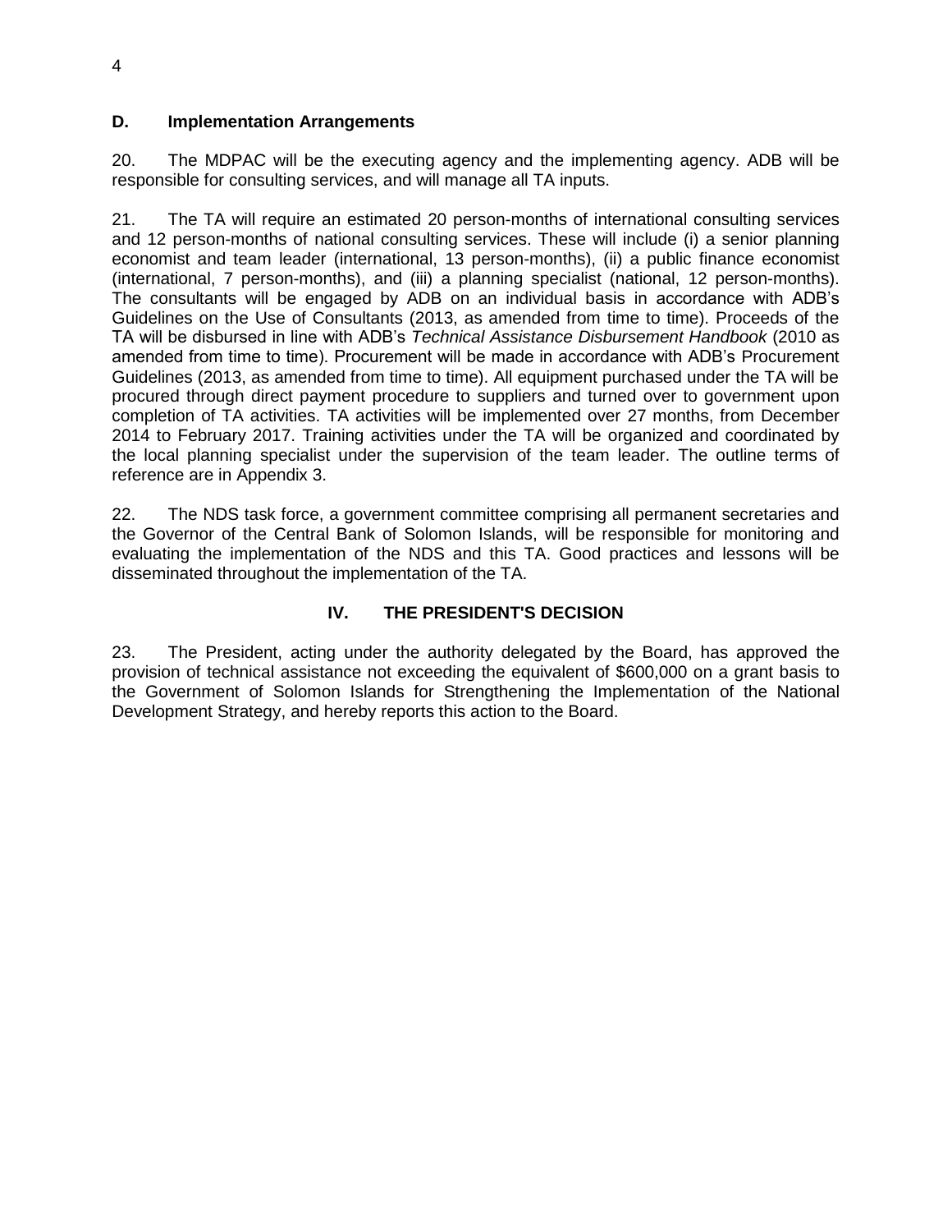### D. Implementation Arrangements

20. The MDPAC will be the executing agency and the implementing agency. ADB will be responsible for consulting services, and will manage all TA inputs.

21. The TA will require an estimated 20 person-months of international consulting services and 12 person-months of national consulting services. These will include (i) a senior planning economist and team leader (international, 13 person-months), (ii) a public finance economist (international, 7 person-months), and (iii) a planning specialist (national, 12 person-months). The consultants will be engaged by ADB on an individual basis in accordance with ADB's Guidelines on the Use of Consultants (2013, as amended from time to time). Proceeds of the TA will be disbursed in line with ADB's *Technical Assistance Disbursement Handbook* (2010 as amended from time to time). Procurement will be made in accordance with ADB's Procurement Guidelines (2013, as amended from time to time). All equipment purchased under the TA will be procured through direct payment procedure to suppliers and turned over to government upon completion of TA activities. TA activities will be implemented over 27 months, from December 2014 to February 2017. Training activities under the TA will be organized and coordinated by the local planning specialist under the supervision of the team leader. The outline terms of reference are in Appendix 3.

22. The NDS task force, a government committee comprising all permanent secretaries and the Governor of the Central Bank of Solomon Islands, will be responsible for monitoring and evaluating the implementation of the NDS and this TA. Good practices and lessons will be disseminated throughout the implementation of the TA.

## IV. THE PRESIDENT'S DECISION

23. The President, acting under the authority delegated by the Board, has approved the provision of technical assistance not exceeding the equivalent of $600,000 on a grant basis to the Government of Solomon Islands for Strengthening the Implementation of the National Development Strategy, and hereby reports this action to the Board.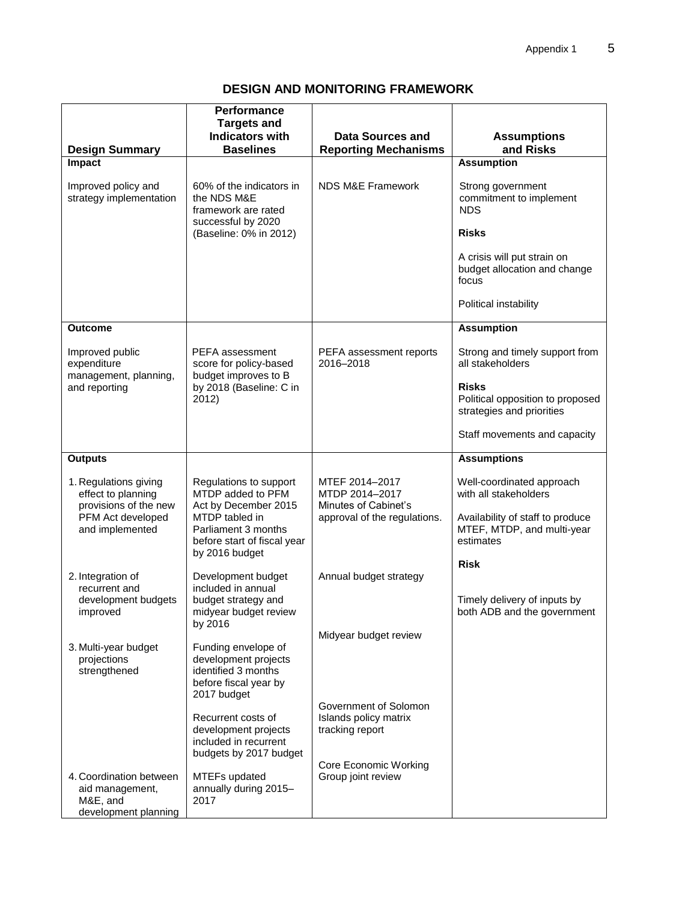## DESIGN AND MONITORING FRAMEWORK

| Design Summary | Performance Targets and Indicators with Baselines | Data Sources and Reporting Mechanisms | Assumptions and Risks |
|---|---|---|---|
| **Impact**<br><br>Improved policy and strategy implementation | 60% of the indicators in the NDS M&E framework are rated successful by 2020 (Baseline: 0% in 2012) | NDS M&E Framework | **Assumption**<br><br>Strong government commitment to implement NDS<br><br>**Risks**<br><br>A crisis will put strain on budget allocation and change focus<br><br>Political instability |
| **Outcome**<br><br>Improved public expenditure management, planning, and reporting | PEFA assessment score for policy-based budget improves to B by 2018 (Baseline: C in 2012) | PEFA assessment reports 2016–2018 | **Assumption**<br><br>Strong and timely support from all stakeholders<br><br>**Risks**<br>Political opposition to proposed strategies and priorities<br><br>Staff movements and capacity |
| **Outputs**<br><br>1. Regulations giving effect to planning provisions of the new PFM Act developed and implemented<br><br>2. Integration of recurrent and development budgets improved<br><br>3. Multi-year budget projections strengthened<br><br>4. Coordination between aid management, M&E, and development planning | Regulations to support MTDP added to PFM Act by December 2015<br>MTDP tabled in Parliament 3 months before start of fiscal year by 2016 budget<br><br>Development budget included in annual budget strategy and midyear budget review by 2016<br><br>Funding envelope of development projects identified 3 months before fiscal year by 2017 budget<br><br>Recurrent costs of development projects included in recurrent budgets by 2017 budget<br><br>MTEFs updated annually during 2015–2017 | MTEF 2014–2017<br>MTDP 2014–2017<br>Minutes of Cabinet's approval of the regulations.<br><br>Annual budget strategy<br><br>Midyear budget review<br><br>Government of Solomon Islands policy matrix tracking report<br><br>Core Economic Working Group joint review | **Assumptions**<br><br>Well-coordinated approach with all stakeholders<br><br>Availability of staff to produce MTEF, MTDP, and multi-year estimates<br><br>**Risk**<br><br>Timely delivery of inputs by both ADB and the government |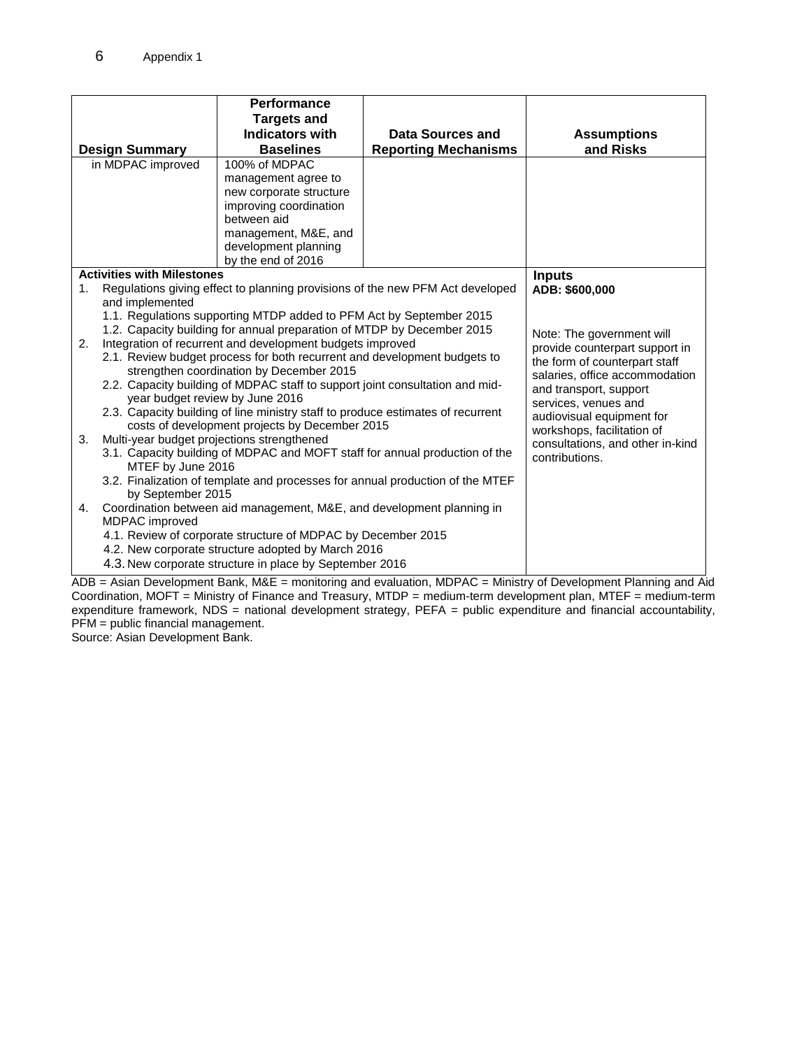Appendix 1

| Design Summary | Performance Targets and Indicators with Baselines | Data Sources and Reporting Mechanisms | Assumptions and Risks |
|---|---|---|---|
| in MDPAC improved | 100% of MDPAC management agree to new corporate structure improving coordination between aid management, M&E, and development planning by the end of 2016 | | |

| Activities with Milestones | Inputs |
|---|---|
| 1. Regulations giving effect to planning provisions of the new PFM Act developed and implemented<br>1.1. Regulations supporting MTDP added to PFM Act by September 2015<br>1.2. Capacity building for annual preparation of MTDP by December 2015<br>2. Integration of recurrent and development budgets improved<br>2.1. Review budget process for both recurrent and development budgets to strengthen coordination by December 2015<br>2.2. Capacity building of MDPAC staff to support joint consultation and mid-year budget review by June 2016<br>2.3. Capacity building of line ministry staff to produce estimates of recurrent costs of development projects by December 2015<br>3. Multi-year budget projections strengthened<br>3.1. Capacity building of MDPAC and MOFT staff for annual production of the MTEF by June 2016<br>3.2. Finalization of template and processes for annual production of the MTEF by September 2015<br>4. Coordination between aid management, M&E, and development planning in MDPAC improved<br>4.1. Review of corporate structure of MDPAC by December 2015<br>4.2. New corporate structure adopted by March 2016<br>4.3. New corporate structure in place by September 2016 | **ADB: $600,000**<br><br>Note: The government will provide counterpart support in the form of counterpart staff salaries, office accommodation and transport, support services, venues and audiovisual equipment for workshops, facilitation of consultations, and other in-kind contributions. |

ADB = Asian Development Bank, M&E = monitoring and evaluation, MDPAC = Ministry of Development Planning and Aid Coordination, MOFT = Ministry of Finance and Treasury, MTDP = medium-term development plan, MTEF = medium-term expenditure framework, NDS = national development strategy, PEFA = public expenditure and financial accountability, PFM = public financial management.
Source: Asian Development Bank.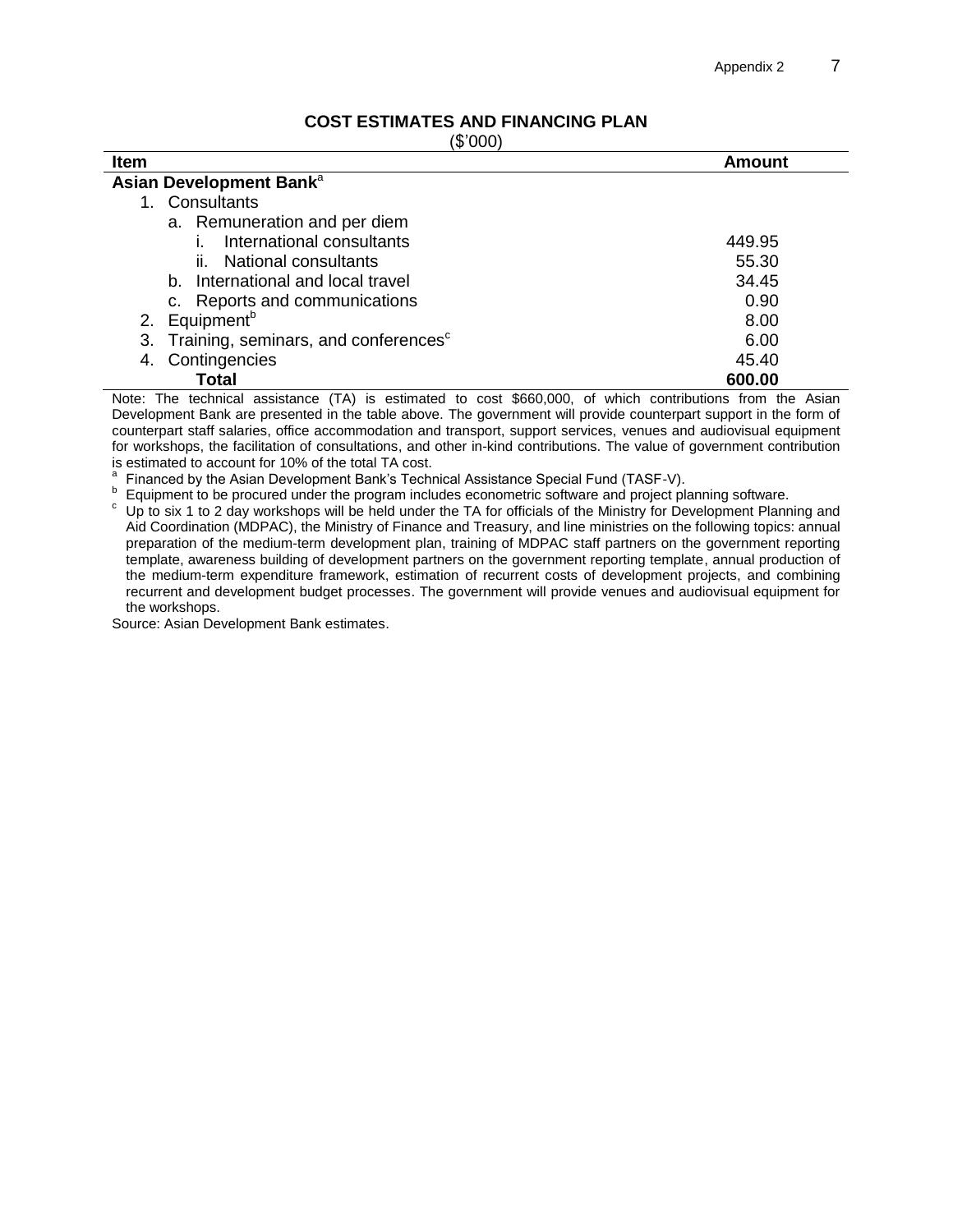## COST ESTIMATES AND FINANCING PLAN

($'000)

| Item | Amount |
|---|---|
| **Asian Development Bank**[a] | |
| 1. Consultants | |
| a. Remuneration and per diem | |
| i. International consultants | 449.95 |
| ii. National consultants | 55.30 |
| b. International and local travel | 34.45 |
| c. Reports and communications | 0.90 |
| 2. Equipment[b] | 8.00 |
| 3. Training, seminars, and conferences[c] | 6.00 |
| 4. Contingencies | 45.40 |
| **Total** | **600.00** |

Note: The technical assistance (TA) is estimated to cost $660,000, of which contributions from the Asian Development Bank are presented in the table above. The government will provide counterpart support in the form of counterpart staff salaries, office accommodation and transport, support services, venues and audiovisual equipment for workshops, the facilitation of consultations, and other in-kind contributions. The value of government contribution is estimated to account for 10% of the total TA cost.

[a] Financed by the Asian Development Bank's Technical Assistance Special Fund (TASF-V).

[b] Equipment to be procured under the program includes econometric software and project planning software.

[c] Up to six 1 to 2 day workshops will be held under the TA for officials of the Ministry for Development Planning and Aid Coordination (MDPAC), the Ministry of Finance and Treasury, and line ministries on the following topics: annual preparation of the medium-term development plan, training of MDPAC staff partners on the government reporting template, awareness building of development partners on the government reporting template, annual production of the medium-term expenditure framework, estimation of recurrent costs of development projects, and combining recurrent and development budget processes. The government will provide venues and audiovisual equipment for the workshops.

Source: Asian Development Bank estimates.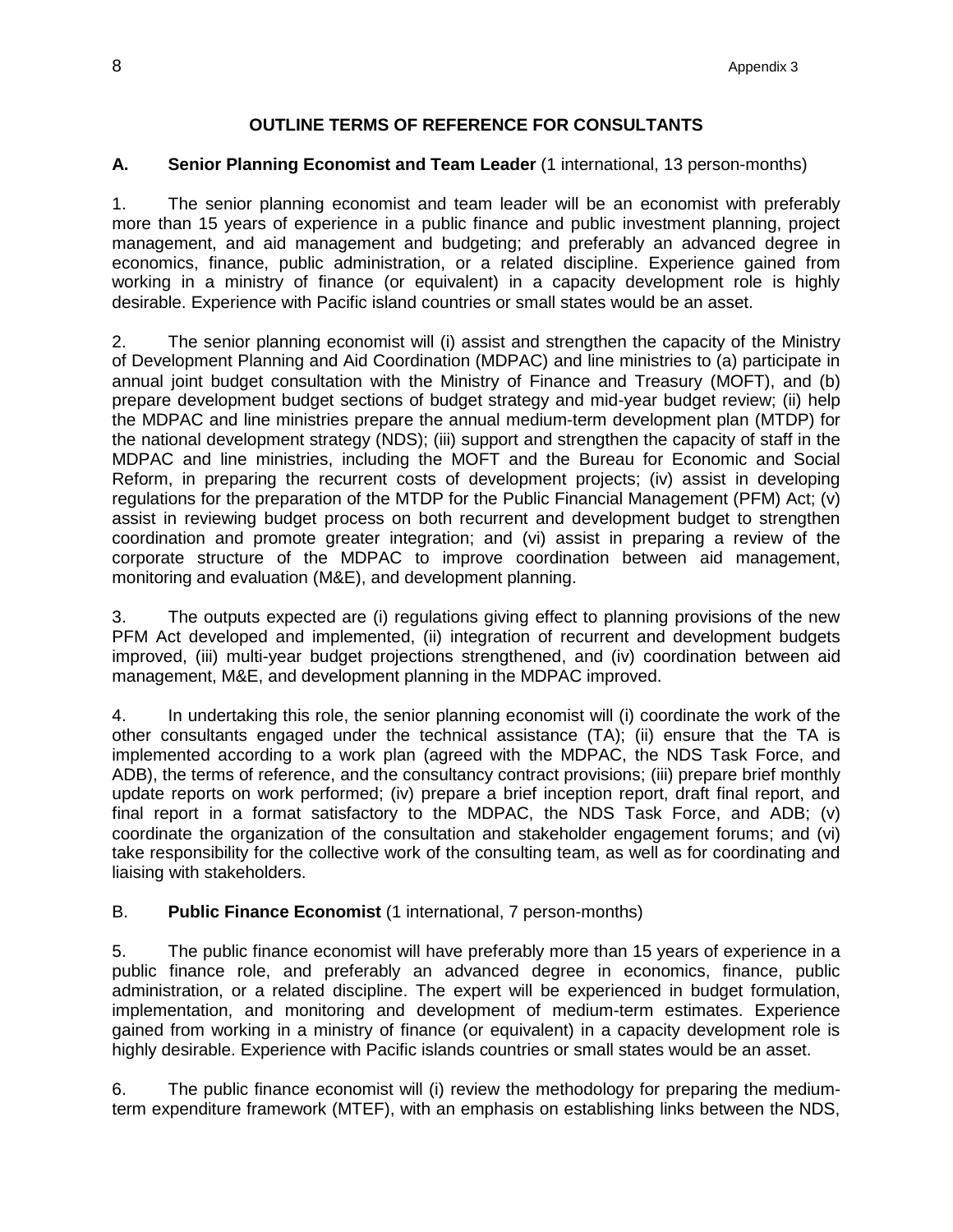## OUTLINE TERMS OF REFERENCE FOR CONSULTANTS

### A. Senior Planning Economist and Team Leader (1 international, 13 person-months)

1. The senior planning economist and team leader will be an economist with preferably more than 15 years of experience in a public finance and public investment planning, project management, and aid management and budgeting; and preferably an advanced degree in economics, finance, public administration, or a related discipline. Experience gained from working in a ministry of finance (or equivalent) in a capacity development role is highly desirable. Experience with Pacific island countries or small states would be an asset.

2. The senior planning economist will (i) assist and strengthen the capacity of the Ministry of Development Planning and Aid Coordination (MDPAC) and line ministries to (a) participate in annual joint budget consultation with the Ministry of Finance and Treasury (MOFT), and (b) prepare development budget sections of budget strategy and mid-year budget review; (ii) help the MDPAC and line ministries prepare the annual medium-term development plan (MTDP) for the national development strategy (NDS); (iii) support and strengthen the capacity of staff in the MDPAC and line ministries, including the MOFT and the Bureau for Economic and Social Reform, in preparing the recurrent costs of development projects; (iv) assist in developing regulations for the preparation of the MTDP for the Public Financial Management (PFM) Act; (v) assist in reviewing budget process on both recurrent and development budget to strengthen coordination and promote greater integration; and (vi) assist in preparing a review of the corporate structure of the MDPAC to improve coordination between aid management, monitoring and evaluation (M&E), and development planning.

3. The outputs expected are (i) regulations giving effect to planning provisions of the new PFM Act developed and implemented, (ii) integration of recurrent and development budgets improved, (iii) multi-year budget projections strengthened, and (iv) coordination between aid management, M&E, and development planning in the MDPAC improved.

4. In undertaking this role, the senior planning economist will (i) coordinate the work of the other consultants engaged under the technical assistance (TA); (ii) ensure that the TA is implemented according to a work plan (agreed with the MDPAC, the NDS Task Force, and ADB), the terms of reference, and the consultancy contract provisions; (iii) prepare brief monthly update reports on work performed; (iv) prepare a brief inception report, draft final report, and final report in a format satisfactory to the MDPAC, the NDS Task Force, and ADB; (v) coordinate the organization of the consultation and stakeholder engagement forums; and (vi) take responsibility for the collective work of the consulting team, as well as for coordinating and liaising with stakeholders.

### B. Public Finance Economist (1 international, 7 person-months)

5. The public finance economist will have preferably more than 15 years of experience in a public finance role, and preferably an advanced degree in economics, finance, public administration, or a related discipline. The expert will be experienced in budget formulation, implementation, and monitoring and development of medium-term estimates. Experience gained from working in a ministry of finance (or equivalent) in a capacity development role is highly desirable. Experience with Pacific islands countries or small states would be an asset.

6. The public finance economist will (i) review the methodology for preparing the medium-term expenditure framework (MTEF), with an emphasis on establishing links between the NDS,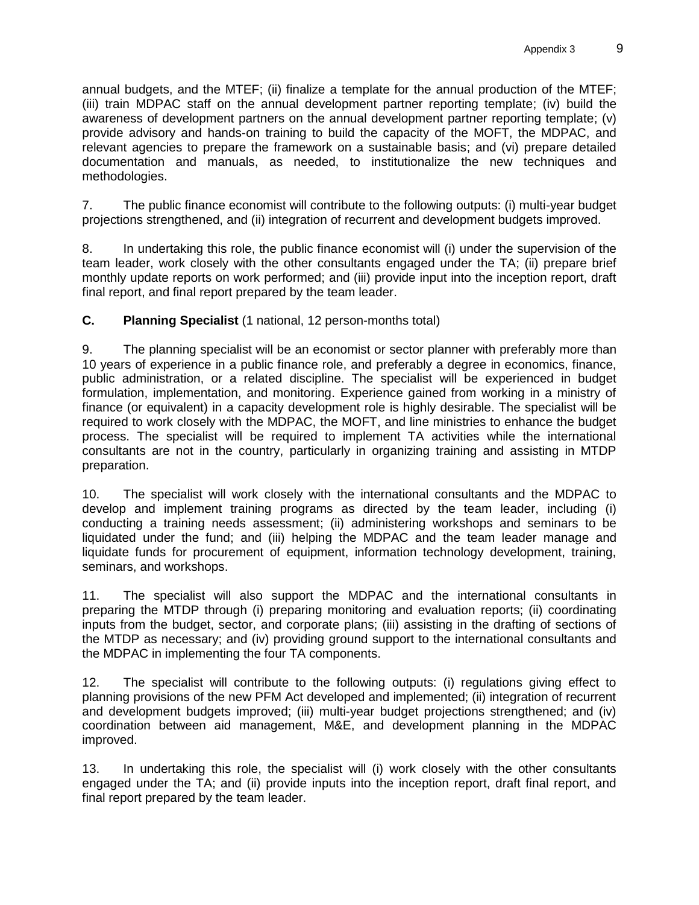annual budgets, and the MTEF; (ii) finalize a template for the annual production of the MTEF; (iii) train MDPAC staff on the annual development partner reporting template; (iv) build the awareness of development partners on the annual development partner reporting template; (v) provide advisory and hands-on training to build the capacity of the MOFT, the MDPAC, and relevant agencies to prepare the framework on a sustainable basis; and (vi) prepare detailed documentation and manuals, as needed, to institutionalize the new techniques and methodologies.

7. The public finance economist will contribute to the following outputs: (i) multi-year budget projections strengthened, and (ii) integration of recurrent and development budgets improved.

8. In undertaking this role, the public finance economist will (i) under the supervision of the team leader, work closely with the other consultants engaged under the TA; (ii) prepare brief monthly update reports on work performed; and (iii) provide input into the inception report, draft final report, and final report prepared by the team leader.

**C. Planning Specialist** (1 national, 12 person-months total)

9. The planning specialist will be an economist or sector planner with preferably more than 10 years of experience in a public finance role, and preferably a degree in economics, finance, public administration, or a related discipline. The specialist will be experienced in budget formulation, implementation, and monitoring. Experience gained from working in a ministry of finance (or equivalent) in a capacity development role is highly desirable. The specialist will be required to work closely with the MDPAC, the MOFT, and line ministries to enhance the budget process. The specialist will be required to implement TA activities while the international consultants are not in the country, particularly in organizing training and assisting in MTDP preparation.

10. The specialist will work closely with the international consultants and the MDPAC to develop and implement training programs as directed by the team leader, including (i) conducting a training needs assessment; (ii) administering workshops and seminars to be liquidated under the fund; and (iii) helping the MDPAC and the team leader manage and liquidate funds for procurement of equipment, information technology development, training, seminars, and workshops.

11. The specialist will also support the MDPAC and the international consultants in preparing the MTDP through (i) preparing monitoring and evaluation reports; (ii) coordinating inputs from the budget, sector, and corporate plans; (iii) assisting in the drafting of sections of the MTDP as necessary; and (iv) providing ground support to the international consultants and the MDPAC in implementing the four TA components.

12. The specialist will contribute to the following outputs: (i) regulations giving effect to planning provisions of the new PFM Act developed and implemented; (ii) integration of recurrent and development budgets improved; (iii) multi-year budget projections strengthened; and (iv) coordination between aid management, M&E, and development planning in the MDPAC improved.

13. In undertaking this role, the specialist will (i) work closely with the other consultants engaged under the TA; and (ii) provide inputs into the inception report, draft final report, and final report prepared by the team leader.